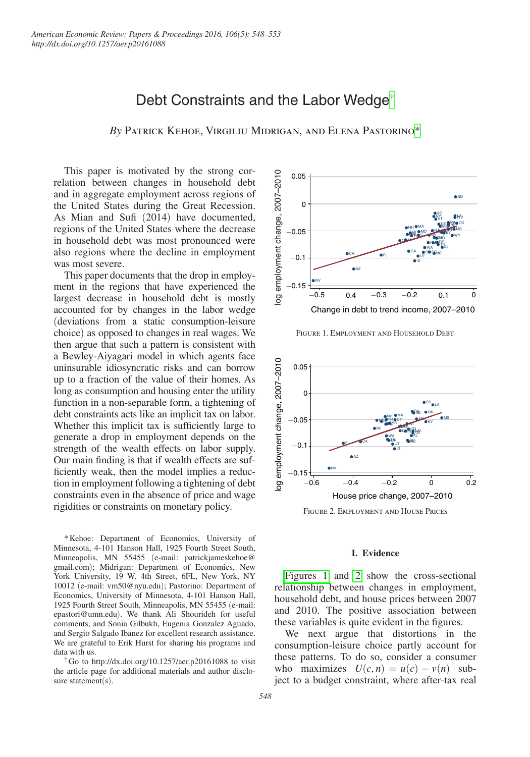# Debt Constraints and the Labor Wedge[†]

*By* Patrick Kehoe, Virgiliu Midrigan, and Elena Pastorino[*]

This paper is motivated by the strong correlation between changes in household debt and in aggregate employment across regions of the United States during the Great Recession. As Mian and Sufi (2014) have documented, regions of the United States where the decrease in household debt was most pronounced were also regions where the decline in employment was most severe.

This paper documents that the drop in employment in the regions that have experienced the largest decrease in household debt is mostly accounted for by changes in the labor wedge (deviations from a static consumption-leisure choice) as opposed to changes in real wages. We then argue that such a pattern is consistent with a Bewley-Aiyagari model in which agents face uninsurable idiosyncratic risks and can borrow up to a fraction of the value of their homes. As long as consumption and housing enter the utility function in a non-separable form, a tightening of debt constraints acts like an implicit tax on labor. Whether this implicit tax is sufficiently large to generate a drop in employment depends on the strength of the wealth effects on labor supply. Our main finding is that if wealth effects are sufficiently weak, then the model implies a reduction in employment following a tightening of debt constraints even in the absence of price and wage rigidities or constraints on monetary policy.

Figure 1. Employment and Household Debt

Figure 2. Employment and House Prices

## I. Evidence

Figures 1 and 2 show the cross-sectional relationship between changes in employment, household debt, and house prices between 2007 and 2010. The positive association between these variables is quite evident in the figures.

We next argue that distortions in the consumption-leisure choice partly account for these patterns. To do so, consider a consumer who maximizes $U(c, n) = u(c) - v(n)$ subject to a budget constraint, where after-tax real

[*] Kehoe: Department of Economics, University of Minnesota, 4-101 Hanson Hall, 1925 Fourth Street South, Minneapolis, MN 55455 (e-mail: patrickjameskehoe@gmail.com); Midrigan: Department of Economics, New York University, 19 W. 4th Street, 6FL, New York, NY 10012 (e-mail: vm50@nyu.edu); Pastorino: Department of Economics, University of Minnesota, 4-101 Hanson Hall, 1925 Fourth Street South, Minneapolis, MN 55455 (e-mail: epastori@umn.edu). We thank Ali Shourideh for useful comments, and Sonia Gilbukh, Eugenia Gonzalez Aguado, and Sergio Salgado Ibanez for excellent research assistance. We are grateful to Erik Hurst for sharing his programs and data with us.

[†] Go to http://dx.doi.org/10.1257/aer.p20161088 to visit the article page for additional materials and author disclosure statement(s).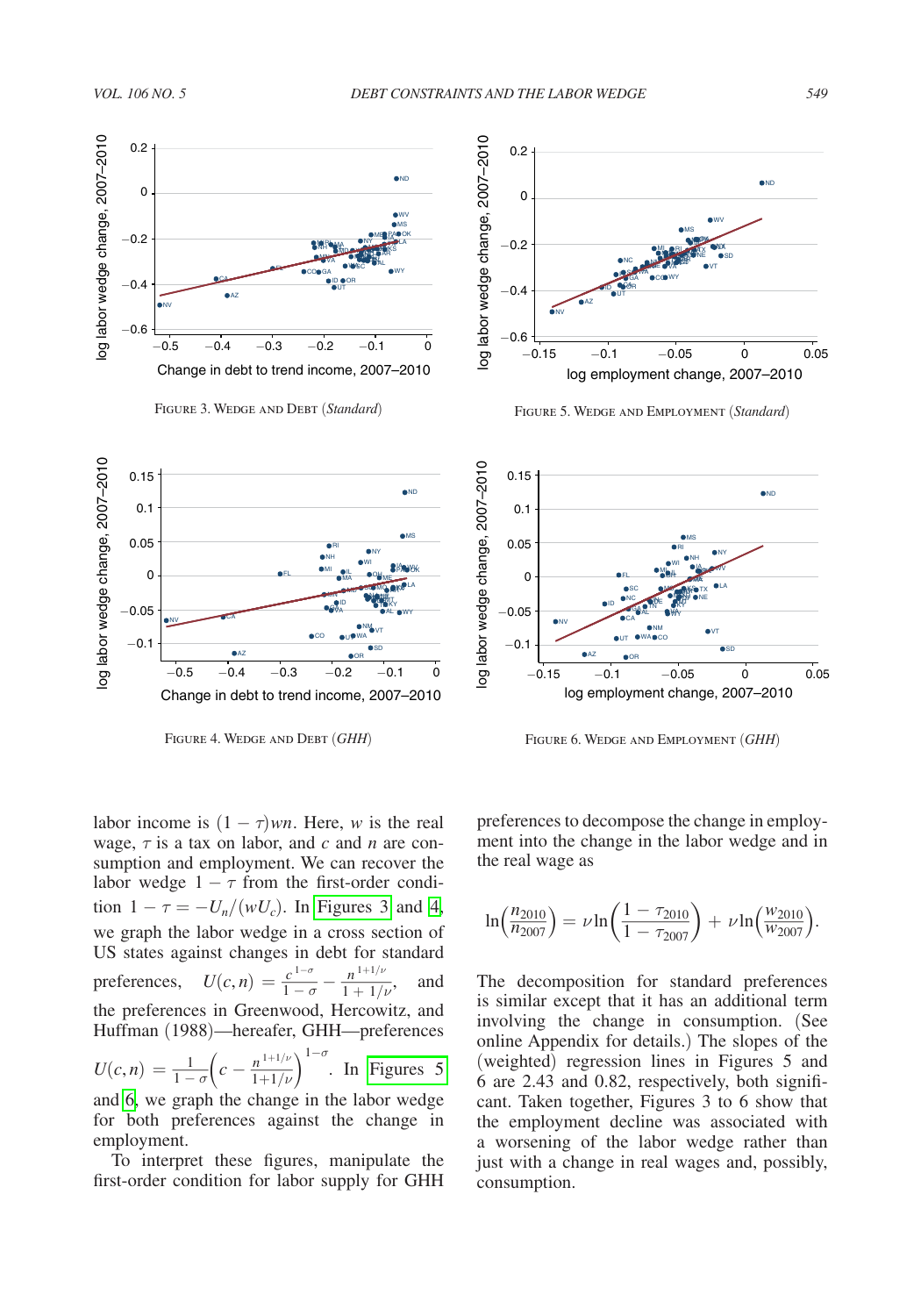FIGURE 3. WEDGE AND DEBT (*Standard*)

FIGURE 5. WEDGE AND EMPLOYMENT (*Standard*)

FIGURE 4. WEDGE AND DEBT (*GHH*)

FIGURE 6. WEDGE AND EMPLOYMENT (*GHH*)

labor income is $(1-\tau)wn$. Here, $w$ is the real wage, $\tau$ is a tax on labor, and $c$ and $n$ are consumption and employment. We can recover the labor wedge $1-\tau$ from the first-order condition $1-\tau = -U_n/(wU_c)$. In Figures 3 and 4, we graph the labor wedge in a cross section of US states against changes in debt for standard preferences, $U(c,n) = \frac{c^{1-\sigma}}{1-\sigma} - \frac{n^{1+1/\nu}}{1+1/\nu}$, and the preferences in Greenwood, Hercowitz, and Huffman (1988)—hereafer, GHH—preferences $U(c,n) = \frac{1}{1-\sigma}\left(c - \frac{n^{1+1/\nu}}{1+1/\nu}\right)^{1-\sigma}$. In Figures 5 and 6, we graph the change in the labor wedge for both preferences against the change in employment.

To interpret these figures, manipulate the first-order condition for labor supply for GHH preferences to decompose the change in employment into the change in the labor wedge and in the real wage as

$$\ln\left(\frac{n_{2010}}{n_{2007}}\right) = \nu \ln\left(\frac{1-\tau_{2010}}{1-\tau_{2007}}\right) + \nu \ln\left(\frac{w_{2010}}{w_{2007}}\right).$$

The decomposition for standard preferences is similar except that it has an additional term involving the change in consumption. (See online Appendix for details.) The slopes of the (weighted) regression lines in Figures 5 and 6 are 2.43 and 0.82, respectively, both significant. Taken together, Figures 3 to 6 show that the employment decline was associated with a worsening of the labor wedge rather than just with a change in real wages and, possibly, consumption.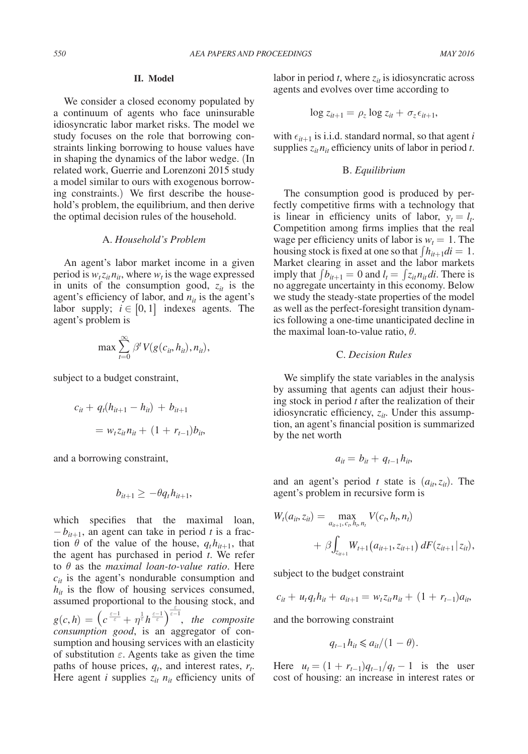## II. Model

We consider a closed economy populated by a continuum of agents who face uninsurable idiosyncratic labor market risks. The model we study focuses on the role that borrowing constraints linking borrowing to house values have in shaping the dynamics of the labor wedge. (In related work, Guerrie and Lorenzoni 2015 study a model similar to ours with exogenous borrowing constraints.) We first describe the household's problem, the equilibrium, and then derive the optimal decision rules of the household.

### A. *Household's Problem*

An agent's labor market income in a given period is $w_t z_{it} n_{it}$, where $w_t$ is the wage expressed in units of the consumption good, $z_{it}$ is the agent's efficiency of labor, and $n_{it}$ is the agent's labor supply; $i \in [0,1]$ indexes agents. The agent's problem is

$$\max \sum_{t=0}^{\infty} \beta^t V(g(c_{it}, h_{it}), n_{it}),$$

subject to a budget constraint,

$$c_{it} + q_t(h_{it+1} - h_{it}) + b_{it+1} = w_t z_{it} n_{it} + (1 + r_{t-1}) b_{it},$$

and a borrowing constraint,

$$b_{it+1} \geq -\theta q_t h_{it+1},$$

which specifies that the maximal loan, $-b_{it+1}$, an agent can take in period $t$ is a fraction $\theta$ of the value of the house, $q_t h_{it+1}$, that the agent has purchased in period $t$. We refer to $\theta$ as the *maximal loan-to-value ratio*. Here $c_{it}$ is the agent's nondurable consumption and $h_{it}$ is the flow of housing services consumed, assumed proportional to the housing stock, and $g(c,h) = \left(c^{\frac{\varepsilon-1}{\varepsilon}} + \eta^{\frac{1}{\varepsilon}} h^{\frac{\varepsilon-1}{\varepsilon}}\right)^{\frac{\varepsilon}{\varepsilon-1}}$, *the composite consumption good*, is an aggregator of consumption and housing services with an elasticity of substitution $\varepsilon$. Agents take as given the time paths of house prices, $q_t$, and interest rates, $r_t$. Here agent $i$ supplies $z_{it}$ $n_{it}$ efficiency units of labor in period $t$, where $z_{it}$ is idiosyncratic across agents and evolves over time according to

$$\log z_{it+1} = \rho_z \log z_{it} + \sigma_z \epsilon_{it+1},$$

with $\epsilon_{it+1}$ is i.i.d. standard normal, so that agent $i$ supplies $z_{it} n_{it}$ efficiency units of labor in period $t$.

### B. *Equilibrium*

The consumption good is produced by perfectly competitive firms with a technology that is linear in efficiency units of labor, $y_t = l_t$. Competition among firms implies that the real wage per efficiency units of labor is $w_t = 1$. The housing stock is fixed at one so that $\int h_{it+1} di = 1$. Market clearing in asset and the labor markets imply that $\int b_{it+1} = 0$ and $l_t = \int z_{it} n_{it} di$. There is no aggregate uncertainty in this economy. Below we study the steady-state properties of the model as well as the perfect-foresight transition dynamics following a one-time unanticipated decline in the maximal loan-to-value ratio, $\theta$.

### C. *Decision Rules*

We simplify the state variables in the analysis by assuming that agents can adjust their housing stock in period $t$ after the realization of their idiosyncratic efficiency, $z_{it}$. Under this assumption, an agent's financial position is summarized by the net worth

$$a_{it} = b_{it} + q_{t-1} h_{it},$$

and an agent's period $t$ state is $(a_{it}, z_{it})$. The agent's problem in recursive form is

$$W_t(a_{it}, z_{it}) = \max_{a_{it+1}, c_t, h_t, n_t} V(c_t, h_t, n_t) + \beta \int_{z_{it+1}} W_{t+1}(a_{it+1}, z_{it+1}) \, dF(z_{it+1} | z_{it}),$$

subject to the budget constraint

$$c_{it} + u_t q_t h_{it} + a_{it+1} = w_t z_{it} n_{it} + (1 + r_{t-1}) a_{it},$$

and the borrowing constraint

$$q_{t-1} h_{it} \leqslant a_{it} / (1 - \theta).$$

Here $u_t = (1 + r_{t-1}) q_{t-1} / q_t - 1$ is the user cost of housing: an increase in interest rates or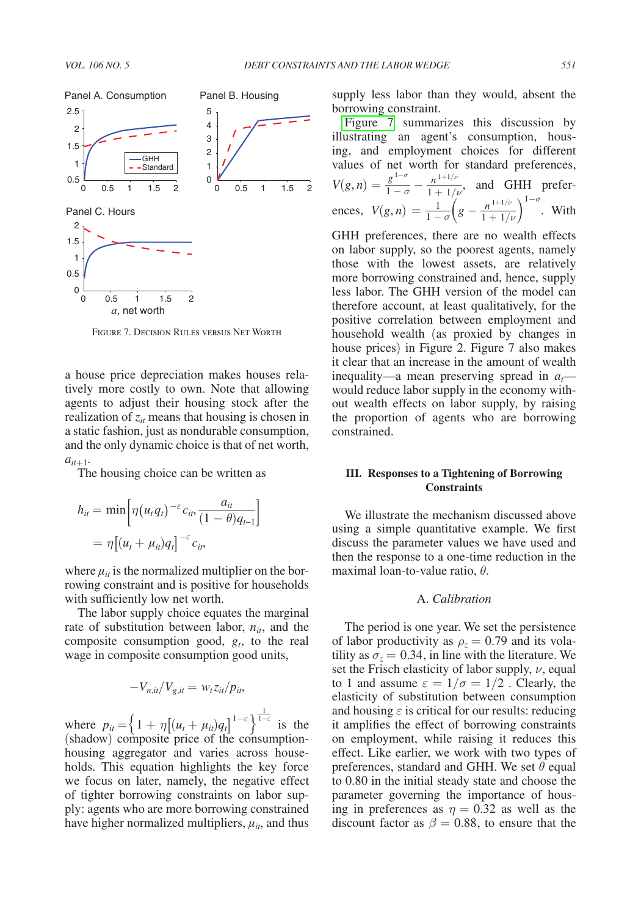FIGURE 7. DECISION RULES VERSUS NET WORTH

a house price depreciation makes houses relatively more costly to own. Note that allowing agents to adjust their housing stock after the realization of $z_{it}$ means that housing is chosen in a static fashion, just as nondurable consumption, and the only dynamic choice is that of net worth, $a_{it+1}$.

The housing choice can be written as

$$h_{it} = \min\left[\eta(u_t q_t)^{-\varepsilon} c_{it}, \frac{a_{it}}{(1-\theta)q_{t-1}}\right]$$
$$= \eta\left[(u_t + \mu_{it})q_t\right]^{-\varepsilon} c_{it},$$

where $\mu_{it}$ is the normalized multiplier on the borrowing constraint and is positive for households with sufficiently low net worth.

The labor supply choice equates the marginal rate of substitution between labor, $n_{it}$, and the composite consumption good, $g_t$, to the real wage in composite consumption good units,

$$-V_{n,it}/V_{g,it} = w_t z_{it}/p_{it},$$

where $p_{it} = \left\{1 + \eta\left[(u_t + \mu_{it})q_t\right]^{1-\varepsilon}\right\}^{\frac{1}{1-\varepsilon}}$ is the (shadow) composite price of the consumption-housing aggregator and varies across households. This equation highlights the key force we focus on later, namely, the negative effect of tighter borrowing constraints on labor supply: agents who are more borrowing constrained have higher normalized multipliers, $\mu_{it}$, and thus supply less labor than they would, absent the borrowing constraint.

Figure 7 summarizes this discussion by illustrating an agent's consumption, housing, and employment choices for different values of net worth for standard preferences, $V(g,n) = \frac{g^{1-\sigma}}{1-\sigma} - \frac{n^{1+1/\nu}}{1+1/\nu}$, and GHH preferences, $V(g,n) = \frac{1}{1-\sigma}\left(g - \frac{n^{1+1/\nu}}{1+1/\nu}\right)^{1-\sigma}$. With GHH preferences, there are no wealth effects on labor supply, so the poorest agents, namely those with the lowest assets, are relatively more borrowing constrained and, hence, supply less labor. The GHH version of the model can therefore account, at least qualitatively, for the positive correlation between employment and household wealth (as proxied by changes in house prices) in Figure 2. Figure 7 also makes it clear that an increase in the amount of wealth inequality—a mean preserving spread in $a_t$—would reduce labor supply in the economy without wealth effects on labor supply, by raising the proportion of agents who are borrowing constrained.

## III. Responses to a Tightening of Borrowing Constraints

We illustrate the mechanism discussed above using a simple quantitative example. We first discuss the parameter values we have used and then the response to a one-time reduction in the maximal loan-to-value ratio, $\theta$.

### A. *Calibration*

The period is one year. We set the persistence of labor productivity as $\rho_z = 0.79$ and its volatility as $\sigma_z = 0.34$, in line with the literature. We set the Frisch elasticity of labor supply, $\nu$, equal to 1 and assume $\varepsilon = 1/\sigma = 1/2$ . Clearly, the elasticity of substitution between consumption and housing $\varepsilon$ is critical for our results: reducing it amplifies the effect of borrowing constraints on employment, while raising it reduces this effect. Like earlier, we work with two types of preferences, standard and GHH. We set $\theta$ equal to 0.80 in the initial steady state and choose the parameter governing the importance of housing in preferences as $\eta = 0.32$ as well as the discount factor as $\beta = 0.88$, to ensure that the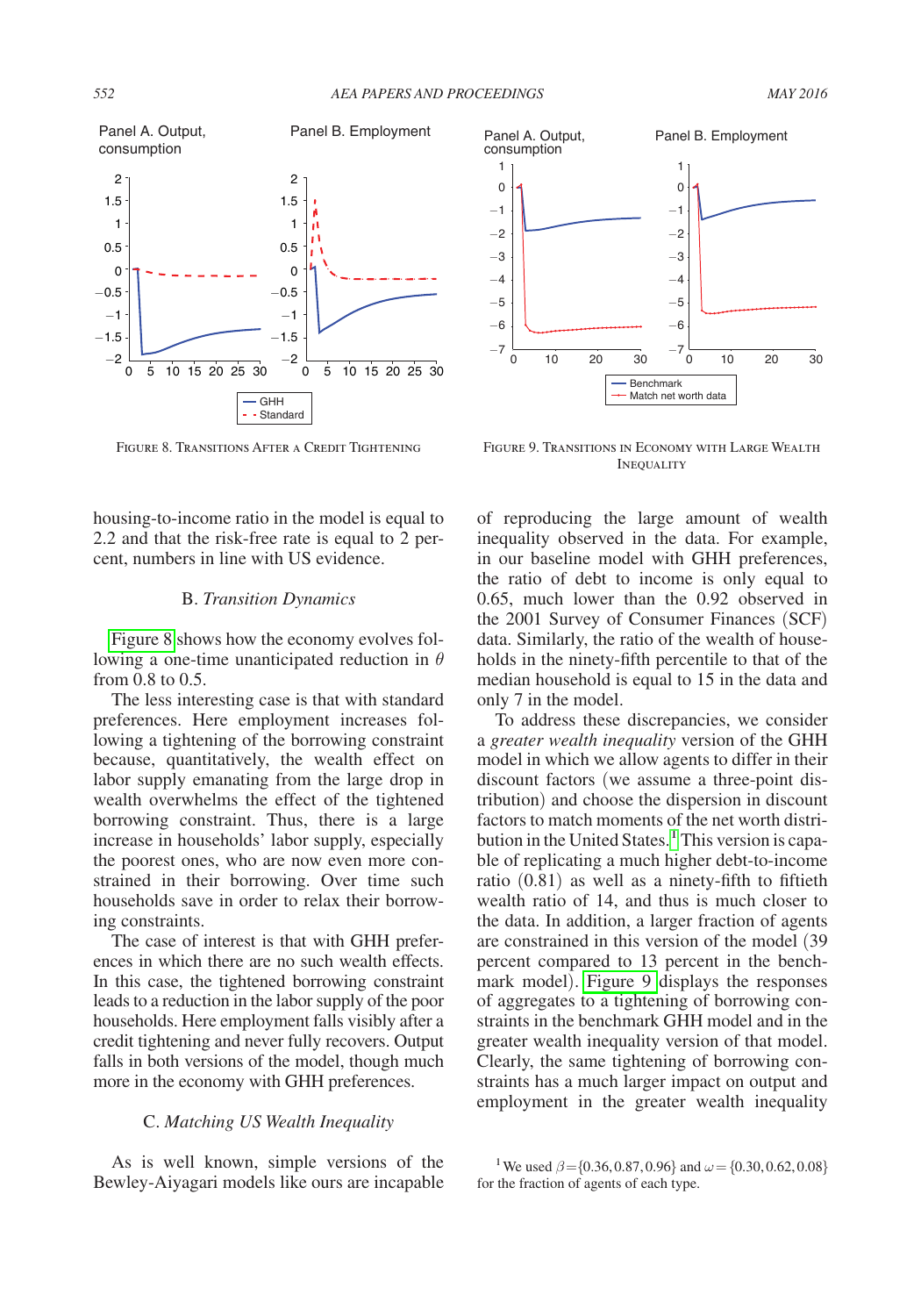Figure 8. Transitions After a Credit Tightening

Figure 9. Transitions in Economy with Large Wealth Inequality

housing-to-income ratio in the model is equal to 2.2 and that the risk-free rate is equal to 2 percent, numbers in line with US evidence.

### B. *Transition Dynamics*

Figure 8 shows how the economy evolves following a one-time unanticipated reduction in $\theta$ from 0.8 to 0.5.

The less interesting case is that with standard preferences. Here employment increases following a tightening of the borrowing constraint because, quantitatively, the wealth effect on labor supply emanating from the large drop in wealth overwhelms the effect of the tightened borrowing constraint. Thus, there is a large increase in households' labor supply, especially the poorest ones, who are now even more constrained in their borrowing. Over time such households save in order to relax their borrowing constraints.

The case of interest is that with GHH preferences in which there are no such wealth effects. In this case, the tightened borrowing constraint leads to a reduction in the labor supply of the poor households. Here employment falls visibly after a credit tightening and never fully recovers. Output falls in both versions of the model, though much more in the economy with GHH preferences.

### C. *Matching US Wealth Inequality*

As is well known, simple versions of the Bewley-Aiyagari models like ours are incapable of reproducing the large amount of wealth inequality observed in the data. For example, in our baseline model with GHH preferences, the ratio of debt to income is only equal to 0.65, much lower than the 0.92 observed in the 2001 Survey of Consumer Finances (SCF) data. Similarly, the ratio of the wealth of households in the ninety-fifth percentile to that of the median household is equal to 15 in the data and only 7 in the model.

To address these discrepancies, we consider a *greater wealth inequality* version of the GHH model in which we allow agents to differ in their discount factors (we assume a three-point distribution) and choose the dispersion in discount factors to match moments of the net worth distribution in the United States.[1] This version is capable of replicating a much higher debt-to-income ratio (0.81) as well as a ninety-fifth to fiftieth wealth ratio of 14, and thus is much closer to the data. In addition, a larger fraction of agents are constrained in this version of the model (39 percent compared to 13 percent in the benchmark model). Figure 9 displays the responses of aggregates to a tightening of borrowing constraints in the benchmark GHH model and in the greater wealth inequality version of that model. Clearly, the same tightening of borrowing constraints has a much larger impact on output and employment in the greater wealth inequality

[1] We used $\beta = \{0.36, 0.87, 0.96\}$ and $\omega = \{0.30, 0.62, 0.08\}$ for the fraction of agents of each type.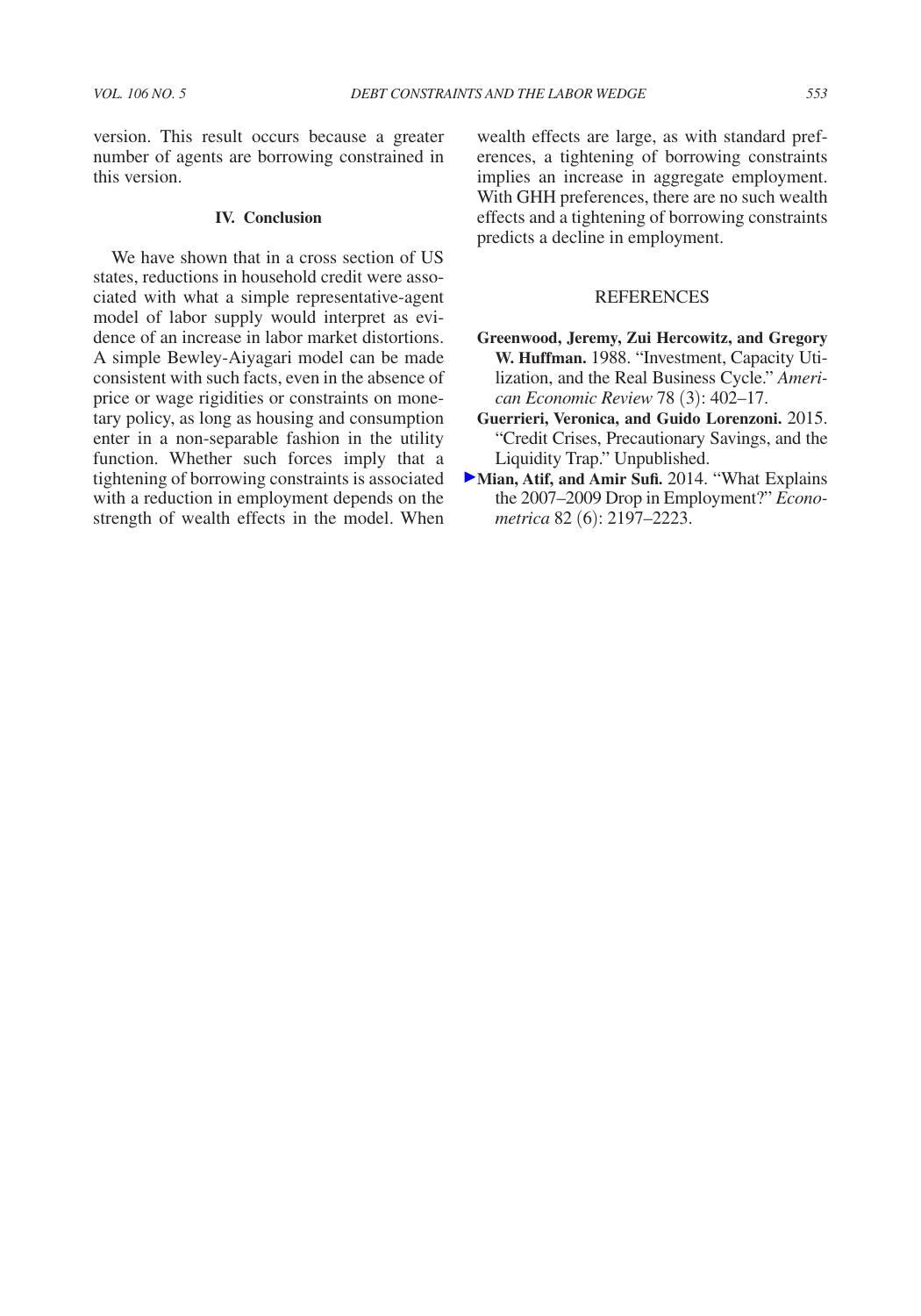version. This result occurs because a greater number of agents are borrowing constrained in this version.

## IV. Conclusion

We have shown that in a cross section of US states, reductions in household credit were associated with what a simple representative-agent model of labor supply would interpret as evidence of an increase in labor market distortions. A simple Bewley-Aiyagari model can be made consistent with such facts, even in the absence of price or wage rigidities or constraints on monetary policy, as long as housing and consumption enter in a non-separable fashion in the utility function. Whether such forces imply that a tightening of borrowing constraints is associated with a reduction in employment depends on the strength of wealth effects in the model. When wealth effects are large, as with standard preferences, a tightening of borrowing constraints implies an increase in aggregate employment. With GHH preferences, there are no such wealth effects and a tightening of borrowing constraints predicts a decline in employment.

## REFERENCES

**Greenwood, Jeremy, Zui Hercowitz, and Gregory W. Huffman.** 1988. "Investment, Capacity Utilization, and the Real Business Cycle." *American Economic Review* 78 (3): 402–17.

**Guerrieri, Veronica, and Guido Lorenzoni.** 2015. "Credit Crises, Precautionary Savings, and the Liquidity Trap." Unpublished.

**Mian, Atif, and Amir Sufi.** 2014. "What Explains the 2007–2009 Drop in Employment?" *Econometrica* 82 (6): 2197–2223.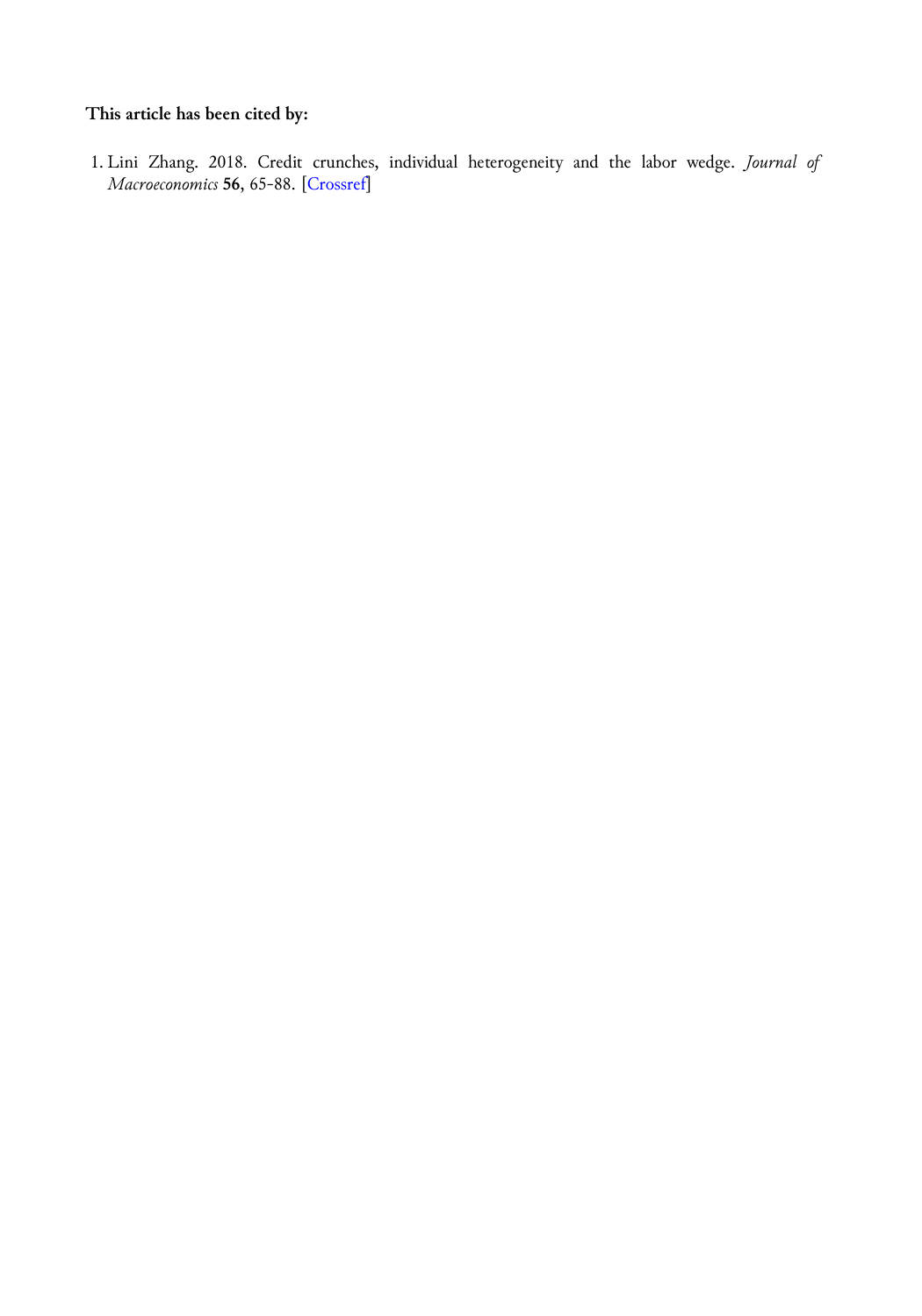**This article has been cited by:**

1. Lini Zhang. 2018. Credit crunches, individual heterogeneity and the labor wedge. *Journal of Macroeconomics* **56**, 65-88. [Crossref]